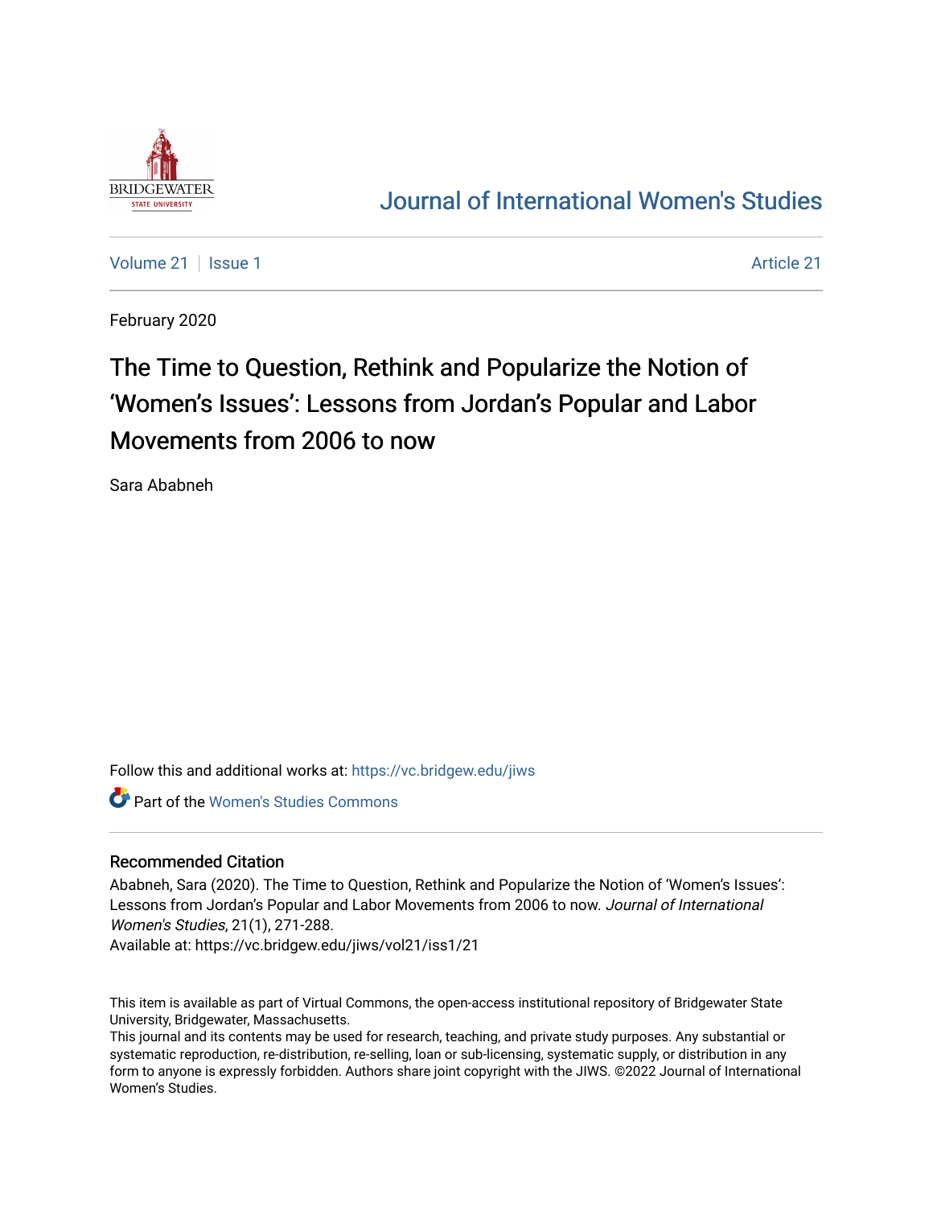Journal of International Women's Studies

Volume 21 | Issue 1 | Article 21

February 2020

# The Time to Question, Rethink and Popularize the Notion of 'Women's Issues': Lessons from Jordan's Popular and Labor Movements from 2006 to now

Sara Ababneh

Follow this and additional works at: https://vc.bridgew.edu/jiws

Part of the Women's Studies Commons

## Recommended Citation

Ababneh, Sara (2020). The Time to Question, Rethink and Popularize the Notion of 'Women's Issues': Lessons from Jordan's Popular and Labor Movements from 2006 to now. *Journal of International Women's Studies*, 21(1), 271-288.

Available at: https://vc.bridgew.edu/jiws/vol21/iss1/21

This item is available as part of Virtual Commons, the open-access institutional repository of Bridgewater State University, Bridgewater, Massachusetts.

This journal and its contents may be used for research, teaching, and private study purposes. Any substantial or systematic reproduction, re-distribution, re-selling, loan or sub-licensing, systematic supply, or distribution in any form to anyone is expressly forbidden. Authors share joint copyright with the JIWS. ©2022 Journal of International Women's Studies.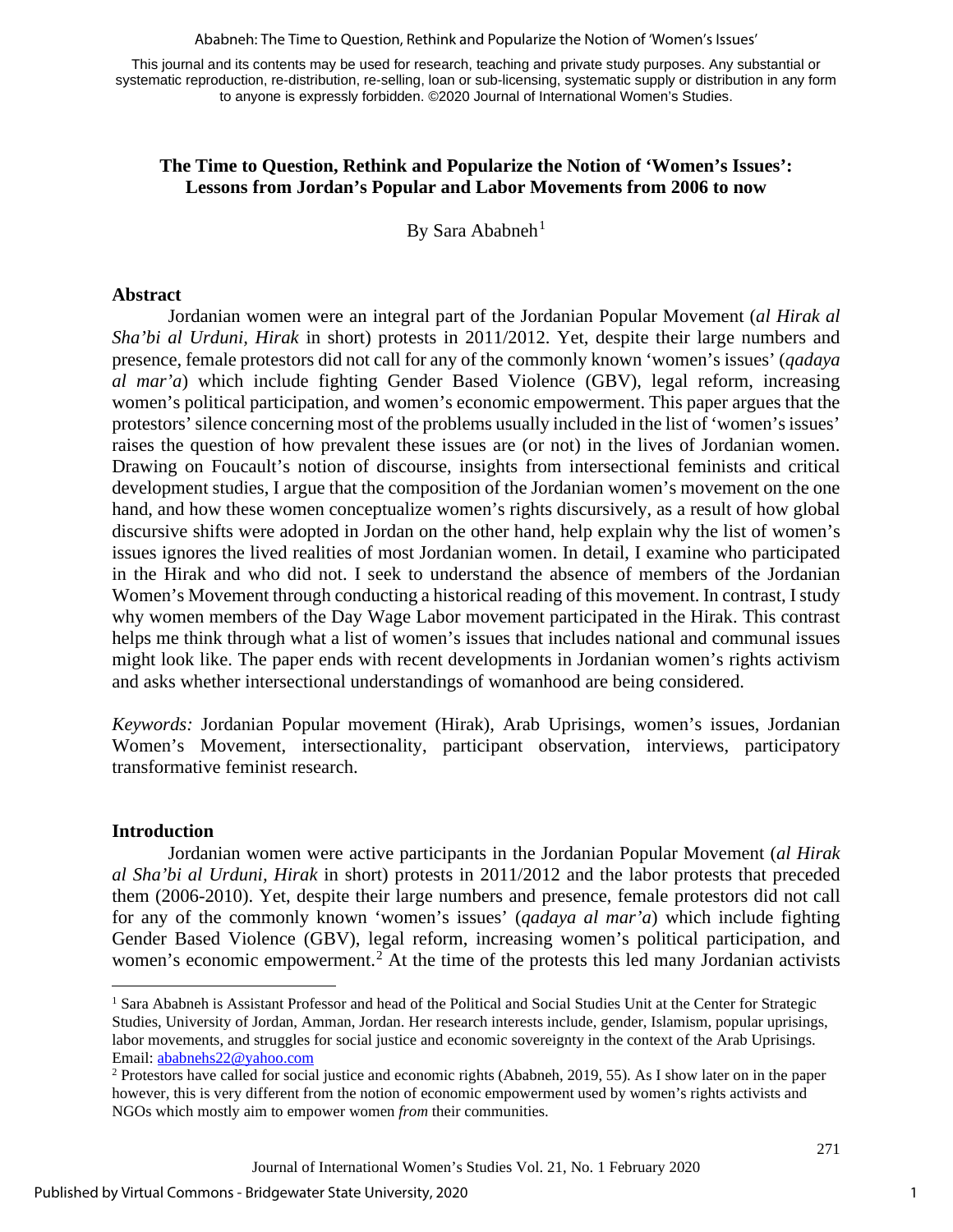This journal and its contents may be used for research, teaching and private study purposes. Any substantial or systematic reproduction, re-distribution, re-selling, loan or sub-licensing, systematic supply or distribution in any form to anyone is expressly forbidden. ©2020 Journal of International Women's Studies.

## The Time to Question, Rethink and Popularize the Notion of 'Women's Issues': Lessons from Jordan's Popular and Labor Movements from 2006 to now

By Sara Ababneh[1]

### Abstract

Jordanian women were an integral part of the Jordanian Popular Movement (*al Hirak al Sha'bi al Urduni, Hirak* in short) protests in 2011/2012. Yet, despite their large numbers and presence, female protestors did not call for any of the commonly known 'women's issues' (*qadaya al mar'a*) which include fighting Gender Based Violence (GBV), legal reform, increasing women's political participation, and women's economic empowerment. This paper argues that the protestors' silence concerning most of the problems usually included in the list of 'women's issues' raises the question of how prevalent these issues are (or not) in the lives of Jordanian women. Drawing on Foucault's notion of discourse, insights from intersectional feminists and critical development studies, I argue that the composition of the Jordanian women's movement on the one hand, and how these women conceptualize women's rights discursively, as a result of how global discursive shifts were adopted in Jordan on the other hand, help explain why the list of women's issues ignores the lived realities of most Jordanian women. In detail, I examine who participated in the Hirak and who did not. I seek to understand the absence of members of the Jordanian Women's Movement through conducting a historical reading of this movement. In contrast, I study why women members of the Day Wage Labor movement participated in the Hirak. This contrast helps me think through what a list of women's issues that includes national and communal issues might look like. The paper ends with recent developments in Jordanian women's rights activism and asks whether intersectional understandings of womanhood are being considered.

*Keywords:* Jordanian Popular movement (Hirak), Arab Uprisings, women's issues, Jordanian Women's Movement, intersectionality, participant observation, interviews, participatory transformative feminist research.

### Introduction

Jordanian women were active participants in the Jordanian Popular Movement (*al Hirak al Sha'bi al Urduni, Hirak* in short) protests in 2011/2012 and the labor protests that preceded them (2006-2010). Yet, despite their large numbers and presence, female protestors did not call for any of the commonly known 'women's issues' (*qadaya al mar'a*) which include fighting Gender Based Violence (GBV), legal reform, increasing women's political participation, and women's economic empowerment.[2] At the time of the protests this led many Jordanian activists

---

[1] Sara Ababneh is Assistant Professor and head of the Political and Social Studies Unit at the Center for Strategic Studies, University of Jordan, Amman, Jordan. Her research interests include, gender, Islamism, popular uprisings, labor movements, and struggles for social justice and economic sovereignty in the context of the Arab Uprisings. Email: ababnehs22@yahoo.com

[2] Protestors have called for social justice and economic rights (Ababneh, 2019, 55). As I show later on in the paper however, this is very different from the notion of economic empowerment used by women's rights activists and NGOs which mostly aim to empower women *from* their communities.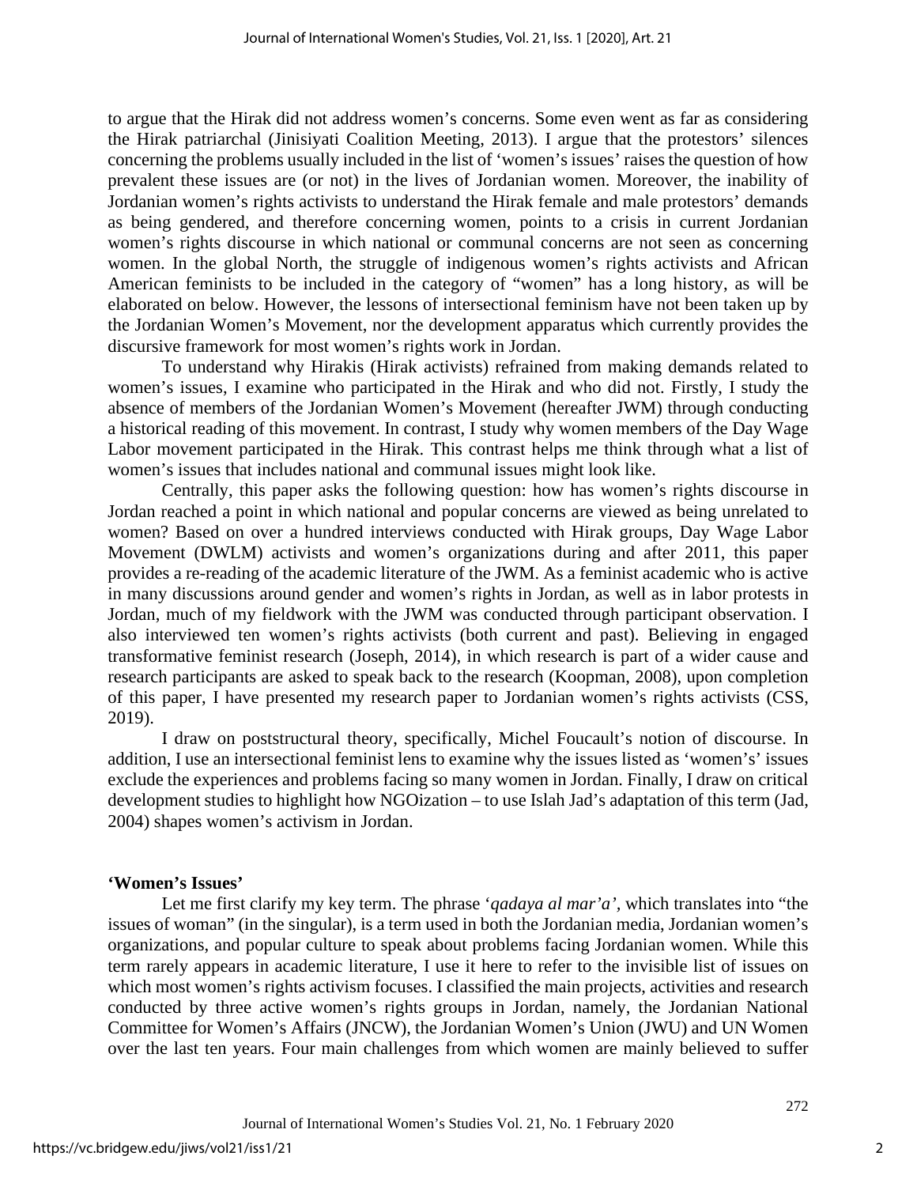to argue that the Hirak did not address women's concerns. Some even went as far as considering the Hirak patriarchal (Jinisiyati Coalition Meeting, 2013). I argue that the protestors' silences concerning the problems usually included in the list of 'women's issues' raises the question of how prevalent these issues are (or not) in the lives of Jordanian women. Moreover, the inability of Jordanian women's rights activists to understand the Hirak female and male protestors' demands as being gendered, and therefore concerning women, points to a crisis in current Jordanian women's rights discourse in which national or communal concerns are not seen as concerning women. In the global North, the struggle of indigenous women's rights activists and African American feminists to be included in the category of "women" has a long history, as will be elaborated on below. However, the lessons of intersectional feminism have not been taken up by the Jordanian Women's Movement, nor the development apparatus which currently provides the discursive framework for most women's rights work in Jordan.

To understand why Hirakis (Hirak activists) refrained from making demands related to women's issues, I examine who participated in the Hirak and who did not. Firstly, I study the absence of members of the Jordanian Women's Movement (hereafter JWM) through conducting a historical reading of this movement. In contrast, I study why women members of the Day Wage Labor movement participated in the Hirak. This contrast helps me think through what a list of women's issues that includes national and communal issues might look like.

Centrally, this paper asks the following question: how has women's rights discourse in Jordan reached a point in which national and popular concerns are viewed as being unrelated to women? Based on over a hundred interviews conducted with Hirak groups, Day Wage Labor Movement (DWLM) activists and women's organizations during and after 2011, this paper provides a re-reading of the academic literature of the JWM. As a feminist academic who is active in many discussions around gender and women's rights in Jordan, as well as in labor protests in Jordan, much of my fieldwork with the JWM was conducted through participant observation. I also interviewed ten women's rights activists (both current and past). Believing in engaged transformative feminist research (Joseph, 2014), in which research is part of a wider cause and research participants are asked to speak back to the research (Koopman, 2008), upon completion of this paper, I have presented my research paper to Jordanian women's rights activists (CSS, 2019).

I draw on poststructural theory, specifically, Michel Foucault's notion of discourse. In addition, I use an intersectional feminist lens to examine why the issues listed as 'women's' issues exclude the experiences and problems facing so many women in Jordan. Finally, I draw on critical development studies to highlight how NGOization – to use Islah Jad's adaptation of this term (Jad, 2004) shapes women's activism in Jordan.

## 'Women's Issues'

Let me first clarify my key term. The phrase '*qadaya al mar'a*', which translates into "the issues of woman" (in the singular), is a term used in both the Jordanian media, Jordanian women's organizations, and popular culture to speak about problems facing Jordanian women. While this term rarely appears in academic literature, I use it here to refer to the invisible list of issues on which most women's rights activism focuses. I classified the main projects, activities and research conducted by three active women's rights groups in Jordan, namely, the Jordanian National Committee for Women's Affairs (JNCW), the Jordanian Women's Union (JWU) and UN Women over the last ten years. Four main challenges from which women are mainly believed to suffer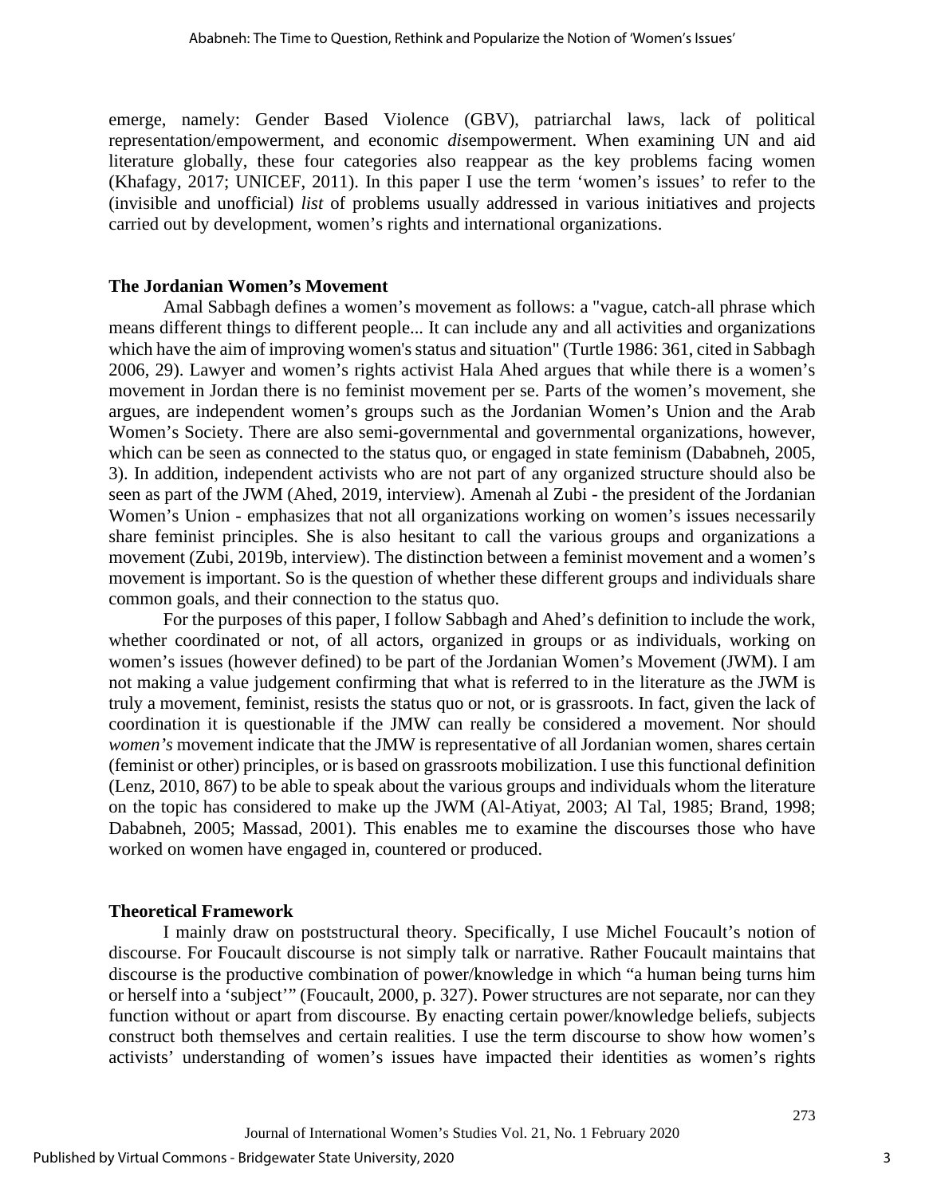emerge, namely: Gender Based Violence (GBV), patriarchal laws, lack of political representation/empowerment, and economic *dis*empowerment. When examining UN and aid literature globally, these four categories also reappear as the key problems facing women (Khafagy, 2017; UNICEF, 2011). In this paper I use the term 'women's issues' to refer to the (invisible and unofficial) *list* of problems usually addressed in various initiatives and projects carried out by development, women's rights and international organizations.

## The Jordanian Women's Movement

Amal Sabbagh defines a women's movement as follows: a "vague, catch-all phrase which means different things to different people... It can include any and all activities and organizations which have the aim of improving women's status and situation" (Turtle 1986: 361, cited in Sabbagh 2006, 29). Lawyer and women's rights activist Hala Ahed argues that while there is a women's movement in Jordan there is no feminist movement per se. Parts of the women's movement, she argues, are independent women's groups such as the Jordanian Women's Union and the Arab Women's Society. There are also semi-governmental and governmental organizations, however, which can be seen as connected to the status quo, or engaged in state feminism (Dababneh, 2005, 3). In addition, independent activists who are not part of any organized structure should also be seen as part of the JWM (Ahed, 2019, interview). Amenah al Zubi - the president of the Jordanian Women's Union - emphasizes that not all organizations working on women's issues necessarily share feminist principles. She is also hesitant to call the various groups and organizations a movement (Zubi, 2019b, interview). The distinction between a feminist movement and a women's movement is important. So is the question of whether these different groups and individuals share common goals, and their connection to the status quo.

For the purposes of this paper, I follow Sabbagh and Ahed's definition to include the work, whether coordinated or not, of all actors, organized in groups or as individuals, working on women's issues (however defined) to be part of the Jordanian Women's Movement (JWM). I am not making a value judgement confirming that what is referred to in the literature as the JWM is truly a movement, feminist, resists the status quo or not, or is grassroots. In fact, given the lack of coordination it is questionable if the JMW can really be considered a movement. Nor should *women's* movement indicate that the JMW is representative of all Jordanian women, shares certain (feminist or other) principles, or is based on grassroots mobilization. I use this functional definition (Lenz, 2010, 867) to be able to speak about the various groups and individuals whom the literature on the topic has considered to make up the JWM (Al-Atiyat, 2003; Al Tal, 1985; Brand, 1998; Dababneh, 2005; Massad, 2001). This enables me to examine the discourses those who have worked on women have engaged in, countered or produced.

## Theoretical Framework

I mainly draw on poststructural theory. Specifically, I use Michel Foucault's notion of discourse. For Foucault discourse is not simply talk or narrative. Rather Foucault maintains that discourse is the productive combination of power/knowledge in which "a human being turns him or herself into a 'subject'" (Foucault, 2000, p. 327). Power structures are not separate, nor can they function without or apart from discourse. By enacting certain power/knowledge beliefs, subjects construct both themselves and certain realities. I use the term discourse to show how women's activists' understanding of women's issues have impacted their identities as women's rights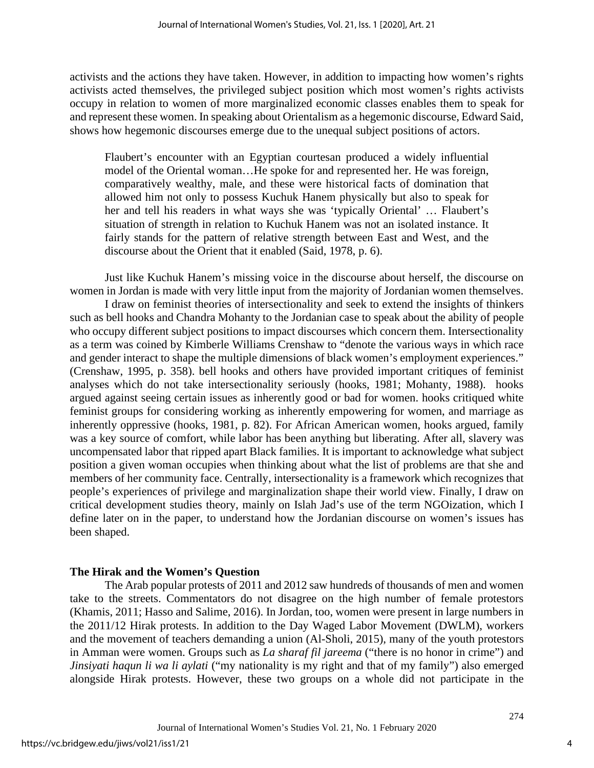activists and the actions they have taken. However, in addition to impacting how women's rights activists acted themselves, the privileged subject position which most women's rights activists occupy in relation to women of more marginalized economic classes enables them to speak for and represent these women. In speaking about Orientalism as a hegemonic discourse, Edward Said, shows how hegemonic discourses emerge due to the unequal subject positions of actors.

> Flaubert's encounter with an Egyptian courtesan produced a widely influential model of the Oriental woman…He spoke for and represented her. He was foreign, comparatively wealthy, male, and these were historical facts of domination that allowed him not only to possess Kuchuk Hanem physically but also to speak for her and tell his readers in what ways she was 'typically Oriental' … Flaubert's situation of strength in relation to Kuchuk Hanem was not an isolated instance. It fairly stands for the pattern of relative strength between East and West, and the discourse about the Orient that it enabled (Said, 1978, p. 6).

Just like Kuchuk Hanem's missing voice in the discourse about herself, the discourse on women in Jordan is made with very little input from the majority of Jordanian women themselves.

I draw on feminist theories of intersectionality and seek to extend the insights of thinkers such as bell hooks and Chandra Mohanty to the Jordanian case to speak about the ability of people who occupy different subject positions to impact discourses which concern them. Intersectionality as a term was coined by Kimberle Williams Crenshaw to "denote the various ways in which race and gender interact to shape the multiple dimensions of black women's employment experiences." (Crenshaw, 1995, p. 358). bell hooks and others have provided important critiques of feminist analyses which do not take intersectionality seriously (hooks, 1981; Mohanty, 1988). hooks argued against seeing certain issues as inherently good or bad for women. hooks critiqued white feminist groups for considering working as inherently empowering for women, and marriage as inherently oppressive (hooks, 1981, p. 82). For African American women, hooks argued, family was a key source of comfort, while labor has been anything but liberating. After all, slavery was uncompensated labor that ripped apart Black families. It is important to acknowledge what subject position a given woman occupies when thinking about what the list of problems are that she and members of her community face. Centrally, intersectionality is a framework which recognizes that people's experiences of privilege and marginalization shape their world view. Finally, I draw on critical development studies theory, mainly on Islah Jad's use of the term NGOization, which I define later on in the paper, to understand how the Jordanian discourse on women's issues has been shaped.

## The Hirak and the Women's Question

The Arab popular protests of 2011 and 2012 saw hundreds of thousands of men and women take to the streets. Commentators do not disagree on the high number of female protestors (Khamis, 2011; Hasso and Salime, 2016). In Jordan, too, women were present in large numbers in the 2011/12 Hirak protests. In addition to the Day Waged Labor Movement (DWLM), workers and the movement of teachers demanding a union (Al-Sholi, 2015), many of the youth protestors in Amman were women. Groups such as *La sharaf fil jareema* ("there is no honor in crime") and *Jinsiyati haqun li wa li aylati* ("my nationality is my right and that of my family") also emerged alongside Hirak protests. However, these two groups on a whole did not participate in the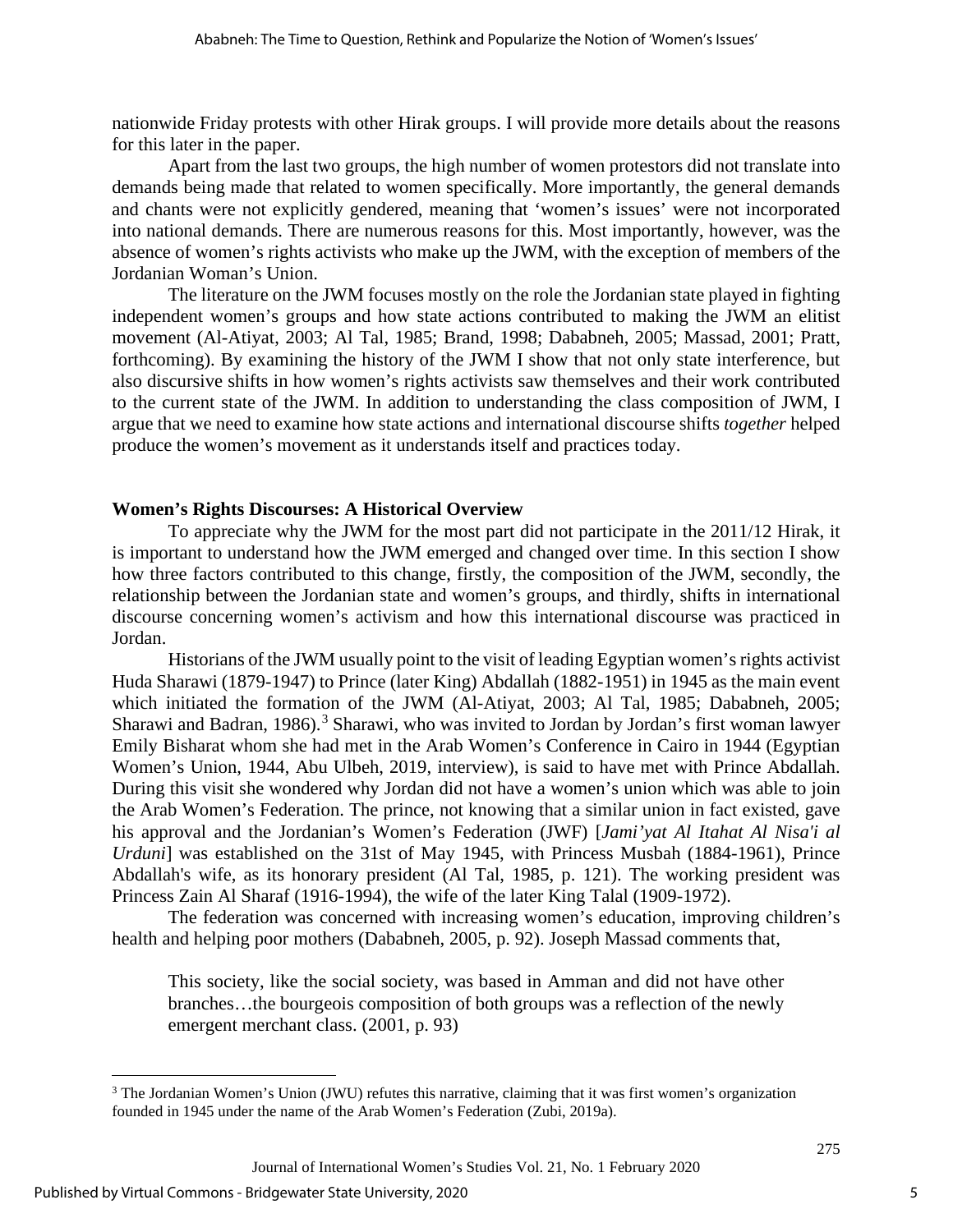nationwide Friday protests with other Hirak groups. I will provide more details about the reasons for this later in the paper.

Apart from the last two groups, the high number of women protestors did not translate into demands being made that related to women specifically. More importantly, the general demands and chants were not explicitly gendered, meaning that 'women's issues' were not incorporated into national demands. There are numerous reasons for this. Most importantly, however, was the absence of women's rights activists who make up the JWM, with the exception of members of the Jordanian Woman's Union.

The literature on the JWM focuses mostly on the role the Jordanian state played in fighting independent women's groups and how state actions contributed to making the JWM an elitist movement (Al-Atiyat, 2003; Al Tal, 1985; Brand, 1998; Dababneh, 2005; Massad, 2001; Pratt, forthcoming). By examining the history of the JWM I show that not only state interference, but also discursive shifts in how women's rights activists saw themselves and their work contributed to the current state of the JWM. In addition to understanding the class composition of JWM, I argue that we need to examine how state actions and international discourse shifts *together* helped produce the women's movement as it understands itself and practices today.

**Women's Rights Discourses: A Historical Overview**

To appreciate why the JWM for the most part did not participate in the 2011/12 Hirak, it is important to understand how the JWM emerged and changed over time. In this section I show how three factors contributed to this change, firstly, the composition of the JWM, secondly, the relationship between the Jordanian state and women's groups, and thirdly, shifts in international discourse concerning women's activism and how this international discourse was practiced in Jordan.

Historians of the JWM usually point to the visit of leading Egyptian women's rights activist Huda Sharawi (1879-1947) to Prince (later King) Abdallah (1882-1951) in 1945 as the main event which initiated the formation of the JWM (Al-Atiyat, 2003; Al Tal, 1985; Dababneh, 2005; Sharawi and Badran, 1986).[3] Sharawi, who was invited to Jordan by Jordan's first woman lawyer Emily Bisharat whom she had met in the Arab Women's Conference in Cairo in 1944 (Egyptian Women's Union, 1944, Abu Ulbeh, 2019, interview), is said to have met with Prince Abdallah. During this visit she wondered why Jordan did not have a women's union which was able to join the Arab Women's Federation. The prince, not knowing that a similar union in fact existed, gave his approval and the Jordanian's Women's Federation (JWF) [*Jami'yat Al Itahat Al Nisa'i al Urduni*] was established on the 31st of May 1945, with Princess Musbah (1884-1961), Prince Abdallah's wife, as its honorary president (Al Tal, 1985, p. 121). The working president was Princess Zain Al Sharaf (1916-1994), the wife of the later King Talal (1909-1972).

The federation was concerned with increasing women's education, improving children's health and helping poor mothers (Dababneh, 2005, p. 92). Joseph Massad comments that,

> This society, like the social society, was based in Amman and did not have other branches…the bourgeois composition of both groups was a reflection of the newly emergent merchant class. (2001, p. 93)

[3] The Jordanian Women's Union (JWU) refutes this narrative, claiming that it was first women's organization founded in 1945 under the name of the Arab Women's Federation (Zubi, 2019a).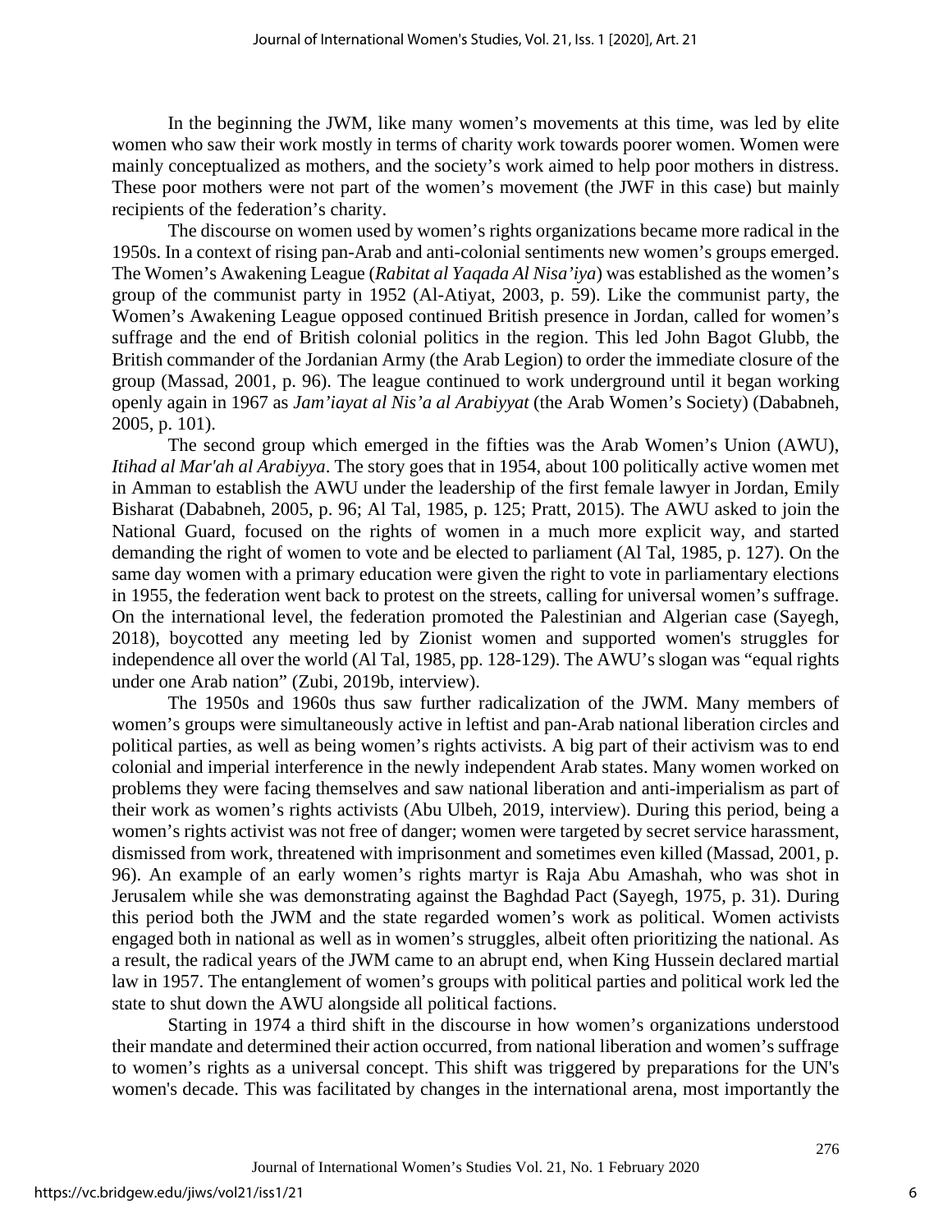In the beginning the JWM, like many women's movements at this time, was led by elite women who saw their work mostly in terms of charity work towards poorer women. Women were mainly conceptualized as mothers, and the society's work aimed to help poor mothers in distress. These poor mothers were not part of the women's movement (the JWF in this case) but mainly recipients of the federation's charity.

The discourse on women used by women's rights organizations became more radical in the 1950s. In a context of rising pan-Arab and anti-colonial sentiments new women's groups emerged. The Women's Awakening League (*Rabitat al Yaqada Al Nisa'iya*) was established as the women's group of the communist party in 1952 (Al-Atiyat, 2003, p. 59). Like the communist party, the Women's Awakening League opposed continued British presence in Jordan, called for women's suffrage and the end of British colonial politics in the region. This led John Bagot Glubb, the British commander of the Jordanian Army (the Arab Legion) to order the immediate closure of the group (Massad, 2001, p. 96). The league continued to work underground until it began working openly again in 1967 as *Jam'iayat al Nis'a al Arabiyyat* (the Arab Women's Society) (Dababneh, 2005, p. 101).

The second group which emerged in the fifties was the Arab Women's Union (AWU), *Itihad al Mar'ah al Arabiyya*. The story goes that in 1954, about 100 politically active women met in Amman to establish the AWU under the leadership of the first female lawyer in Jordan, Emily Bisharat (Dababneh, 2005, p. 96; Al Tal, 1985, p. 125; Pratt, 2015). The AWU asked to join the National Guard, focused on the rights of women in a much more explicit way, and started demanding the right of women to vote and be elected to parliament (Al Tal, 1985, p. 127). On the same day women with a primary education were given the right to vote in parliamentary elections in 1955, the federation went back to protest on the streets, calling for universal women's suffrage. On the international level, the federation promoted the Palestinian and Algerian case (Sayegh, 2018), boycotted any meeting led by Zionist women and supported women's struggles for independence all over the world (Al Tal, 1985, pp. 128-129). The AWU's slogan was "equal rights under one Arab nation" (Zubi, 2019b, interview).

The 1950s and 1960s thus saw further radicalization of the JWM. Many members of women's groups were simultaneously active in leftist and pan-Arab national liberation circles and political parties, as well as being women's rights activists. A big part of their activism was to end colonial and imperial interference in the newly independent Arab states. Many women worked on problems they were facing themselves and saw national liberation and anti-imperialism as part of their work as women's rights activists (Abu Ulbeh, 2019, interview). During this period, being a women's rights activist was not free of danger; women were targeted by secret service harassment, dismissed from work, threatened with imprisonment and sometimes even killed (Massad, 2001, p. 96). An example of an early women's rights martyr is Raja Abu Amashah, who was shot in Jerusalem while she was demonstrating against the Baghdad Pact (Sayegh, 1975, p. 31). During this period both the JWM and the state regarded women's work as political. Women activists engaged both in national as well as in women's struggles, albeit often prioritizing the national. As a result, the radical years of the JWM came to an abrupt end, when King Hussein declared martial law in 1957. The entanglement of women's groups with political parties and political work led the state to shut down the AWU alongside all political factions.

Starting in 1974 a third shift in the discourse in how women's organizations understood their mandate and determined their action occurred, from national liberation and women's suffrage to women's rights as a universal concept. This shift was triggered by preparations for the UN's women's decade. This was facilitated by changes in the international arena, most importantly the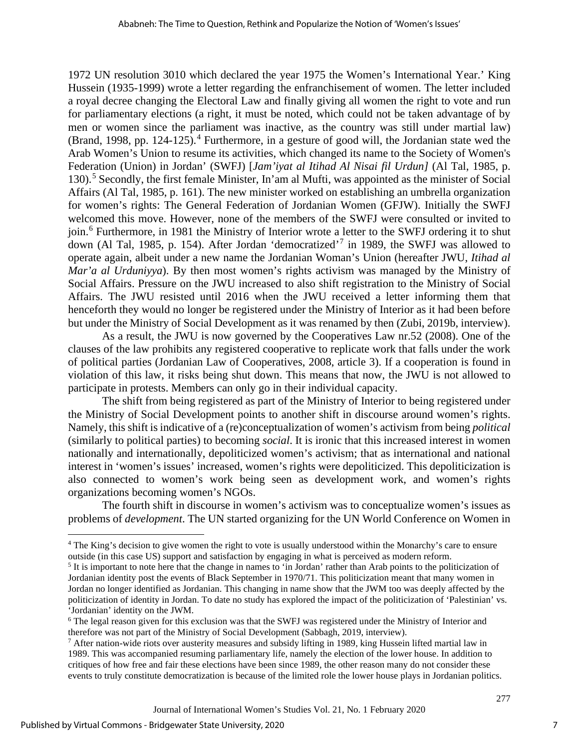1972 UN resolution 3010 which declared the year 1975 the Women's International Year.' King Hussein (1935-1999) wrote a letter regarding the enfranchisement of women. The letter included a royal decree changing the Electoral Law and finally giving all women the right to vote and run for parliamentary elections (a right, it must be noted, which could not be taken advantage of by men or women since the parliament was inactive, as the country was still under martial law) (Brand, 1998, pp. 124-125).[4] Furthermore, in a gesture of good will, the Jordanian state wed the Arab Women's Union to resume its activities, which changed its name to the Society of Women's Federation (Union) in Jordan' (SWFJ) [*Jam'iyat al Itihad Al Nisai fil Urdun]* (Al Tal, 1985, p. 130).[5] Secondly, the first female Minister, In'am al Mufti, was appointed as the minister of Social Affairs (Al Tal, 1985, p. 161). The new minister worked on establishing an umbrella organization for women's rights: The General Federation of Jordanian Women (GFJW). Initially the SWFJ welcomed this move. However, none of the members of the SWFJ were consulted or invited to join.[6] Furthermore, in 1981 the Ministry of Interior wrote a letter to the SWFJ ordering it to shut down (Al Tal, 1985, p. 154). After Jordan 'democratized'[7] in 1989, the SWFJ was allowed to operate again, albeit under a new name the Jordanian Woman's Union (hereafter JWU, *Itihad al Mar'a al Urduniyya*). By then most women's rights activism was managed by the Ministry of Social Affairs. Pressure on the JWU increased to also shift registration to the Ministry of Social Affairs. The JWU resisted until 2016 when the JWU received a letter informing them that henceforth they would no longer be registered under the Ministry of Interior as it had been before but under the Ministry of Social Development as it was renamed by then (Zubi, 2019b, interview).

As a result, the JWU is now governed by the Cooperatives Law nr.52 (2008). One of the clauses of the law prohibits any registered cooperative to replicate work that falls under the work of political parties (Jordanian Law of Cooperatives, 2008, article 3). If a cooperation is found in violation of this law, it risks being shut down. This means that now, the JWU is not allowed to participate in protests. Members can only go in their individual capacity.

The shift from being registered as part of the Ministry of Interior to being registered under the Ministry of Social Development points to another shift in discourse around women's rights. Namely, this shift is indicative of a (re)conceptualization of women's activism from being *political* (similarly to political parties) to becoming *social*. It is ironic that this increased interest in women nationally and internationally, depoliticized women's activism; that as international and national interest in 'women's issues' increased, women's rights were depoliticized. This depoliticization is also connected to women's work being seen as development work, and women's rights organizations becoming women's NGOs.

The fourth shift in discourse in women's activism was to conceptualize women's issues as problems of *development*. The UN started organizing for the UN World Conference on Women in

---

[4] The King's decision to give women the right to vote is usually understood within the Monarchy's care to ensure outside (in this case US) support and satisfaction by engaging in what is perceived as modern reform.

[5] It is important to note here that the change in names to 'in Jordan' rather than Arab points to the politicization of Jordanian identity post the events of Black September in 1970/71. This politicization meant that many women in Jordan no longer identified as Jordanian. This changing in name show that the JWM too was deeply affected by the politicization of identity in Jordan. To date no study has explored the impact of the politicization of 'Palestinian' vs. 'Jordanian' identity on the JWM.

[6] The legal reason given for this exclusion was that the SWFJ was registered under the Ministry of Interior and therefore was not part of the Ministry of Social Development (Sabbagh, 2019, interview).

[7] After nation-wide riots over austerity measures and subsidy lifting in 1989, king Hussein lifted martial law in 1989. This was accompanied resuming parliamentary life, namely the election of the lower house. In addition to critiques of how free and fair these elections have been since 1989, the other reason many do not consider these events to truly constitute democratization is because of the limited role the lower house plays in Jordanian politics.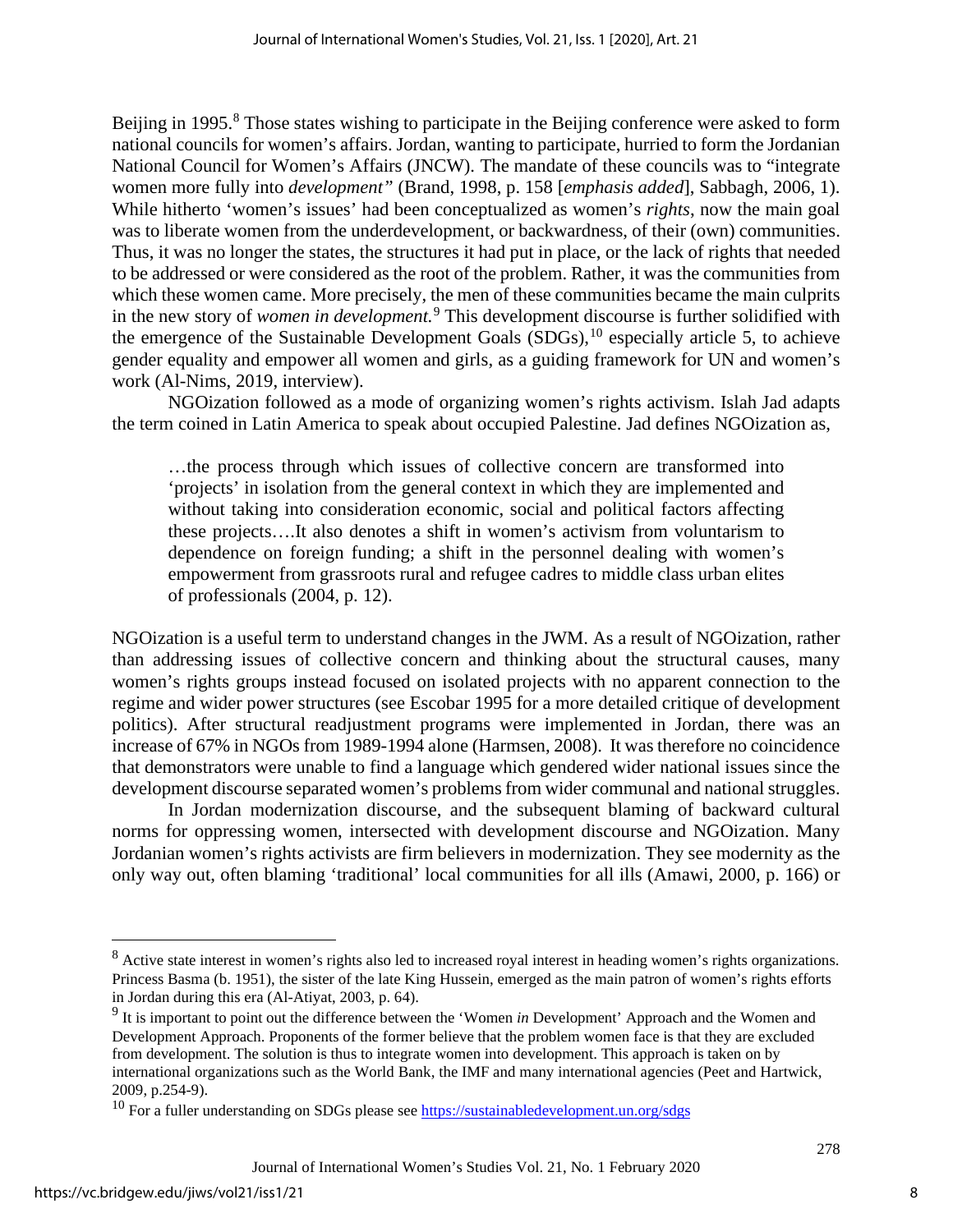Beijing in 1995.[8] Those states wishing to participate in the Beijing conference were asked to form national councils for women's affairs. Jordan, wanting to participate, hurried to form the Jordanian National Council for Women's Affairs (JNCW). The mandate of these councils was to "integrate women more fully into *development"* (Brand, 1998, p. 158 [*emphasis added*], Sabbagh, 2006, 1). While hitherto 'women's issues' had been conceptualized as women's *rights*, now the main goal was to liberate women from the underdevelopment, or backwardness, of their (own) communities. Thus, it was no longer the states, the structures it had put in place, or the lack of rights that needed to be addressed or were considered as the root of the problem. Rather, it was the communities from which these women came. More precisely, the men of these communities became the main culprits in the new story of *women in development.*[9] This development discourse is further solidified with the emergence of the Sustainable Development Goals (SDGs),[10] especially article 5, to achieve gender equality and empower all women and girls, as a guiding framework for UN and women's work (Al-Nims, 2019, interview).

NGOization followed as a mode of organizing women's rights activism. Islah Jad adapts the term coined in Latin America to speak about occupied Palestine. Jad defines NGOization as,

> …the process through which issues of collective concern are transformed into 'projects' in isolation from the general context in which they are implemented and without taking into consideration economic, social and political factors affecting these projects….It also denotes a shift in women's activism from voluntarism to dependence on foreign funding; a shift in the personnel dealing with women's empowerment from grassroots rural and refugee cadres to middle class urban elites of professionals (2004, p. 12).

NGOization is a useful term to understand changes in the JWM. As a result of NGOization, rather than addressing issues of collective concern and thinking about the structural causes, many women's rights groups instead focused on isolated projects with no apparent connection to the regime and wider power structures (see Escobar 1995 for a more detailed critique of development politics). After structural readjustment programs were implemented in Jordan, there was an increase of 67% in NGOs from 1989-1994 alone (Harmsen, 2008). It was therefore no coincidence that demonstrators were unable to find a language which gendered wider national issues since the development discourse separated women's problems from wider communal and national struggles.

In Jordan modernization discourse, and the subsequent blaming of backward cultural norms for oppressing women, intersected with development discourse and NGOization. Many Jordanian women's rights activists are firm believers in modernization. They see modernity as the only way out, often blaming 'traditional' local communities for all ills (Amawi, 2000, p. 166) or

---

[8] Active state interest in women's rights also led to increased royal interest in heading women's rights organizations. Princess Basma (b. 1951), the sister of the late King Hussein, emerged as the main patron of women's rights efforts in Jordan during this era (Al-Atiyat, 2003, p. 64).

[9] It is important to point out the difference between the 'Women *in* Development' Approach and the Women and Development Approach. Proponents of the former believe that the problem women face is that they are excluded from development. The solution is thus to integrate women into development. This approach is taken on by international organizations such as the World Bank, the IMF and many international agencies (Peet and Hartwick, 2009, p.254-9).

[10] For a fuller understanding on SDGs please see https://sustainabledevelopment.un.org/sdgs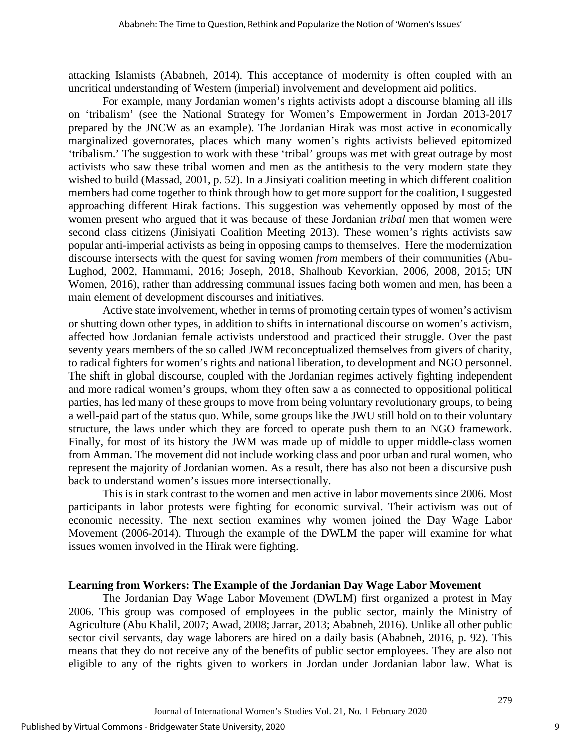attacking Islamists (Ababneh, 2014). This acceptance of modernity is often coupled with an uncritical understanding of Western (imperial) involvement and development aid politics.

For example, many Jordanian women's rights activists adopt a discourse blaming all ills on 'tribalism' (see the National Strategy for Women's Empowerment in Jordan 2013-2017 prepared by the JNCW as an example). The Jordanian Hirak was most active in economically marginalized governorates, places which many women's rights activists believed epitomized 'tribalism.' The suggestion to work with these 'tribal' groups was met with great outrage by most activists who saw these tribal women and men as the antithesis to the very modern state they wished to build (Massad, 2001, p. 52). In a Jinsiyati coalition meeting in which different coalition members had come together to think through how to get more support for the coalition, I suggested approaching different Hirak factions. This suggestion was vehemently opposed by most of the women present who argued that it was because of these Jordanian *tribal* men that women were second class citizens (Jinisiyati Coalition Meeting 2013). These women's rights activists saw popular anti-imperial activists as being in opposing camps to themselves. Here the modernization discourse intersects with the quest for saving women *from* members of their communities (Abu-Lughod, 2002, Hammami, 2016; Joseph, 2018, Shalhoub Kevorkian, 2006, 2008, 2015; UN Women, 2016), rather than addressing communal issues facing both women and men, has been a main element of development discourses and initiatives.

Active state involvement, whether in terms of promoting certain types of women's activism or shutting down other types, in addition to shifts in international discourse on women's activism, affected how Jordanian female activists understood and practiced their struggle. Over the past seventy years members of the so called JWM reconceptualized themselves from givers of charity, to radical fighters for women's rights and national liberation, to development and NGO personnel. The shift in global discourse, coupled with the Jordanian regimes actively fighting independent and more radical women's groups, whom they often saw a as connected to oppositional political parties, has led many of these groups to move from being voluntary revolutionary groups, to being a well-paid part of the status quo. While, some groups like the JWU still hold on to their voluntary structure, the laws under which they are forced to operate push them to an NGO framework. Finally, for most of its history the JWM was made up of middle to upper middle-class women from Amman. The movement did not include working class and poor urban and rural women, who represent the majority of Jordanian women. As a result, there has also not been a discursive push back to understand women's issues more intersectionally.

This is in stark contrast to the women and men active in labor movements since 2006. Most participants in labor protests were fighting for economic survival. Their activism was out of economic necessity. The next section examines why women joined the Day Wage Labor Movement (2006-2014). Through the example of the DWLM the paper will examine for what issues women involved in the Hirak were fighting.

## Learning from Workers: The Example of the Jordanian Day Wage Labor Movement

The Jordanian Day Wage Labor Movement (DWLM) first organized a protest in May 2006. This group was composed of employees in the public sector, mainly the Ministry of Agriculture (Abu Khalil, 2007; Awad, 2008; Jarrar, 2013; Ababneh, 2016). Unlike all other public sector civil servants, day wage laborers are hired on a daily basis (Ababneh, 2016, p. 92). This means that they do not receive any of the benefits of public sector employees. They are also not eligible to any of the rights given to workers in Jordan under Jordanian labor law. What is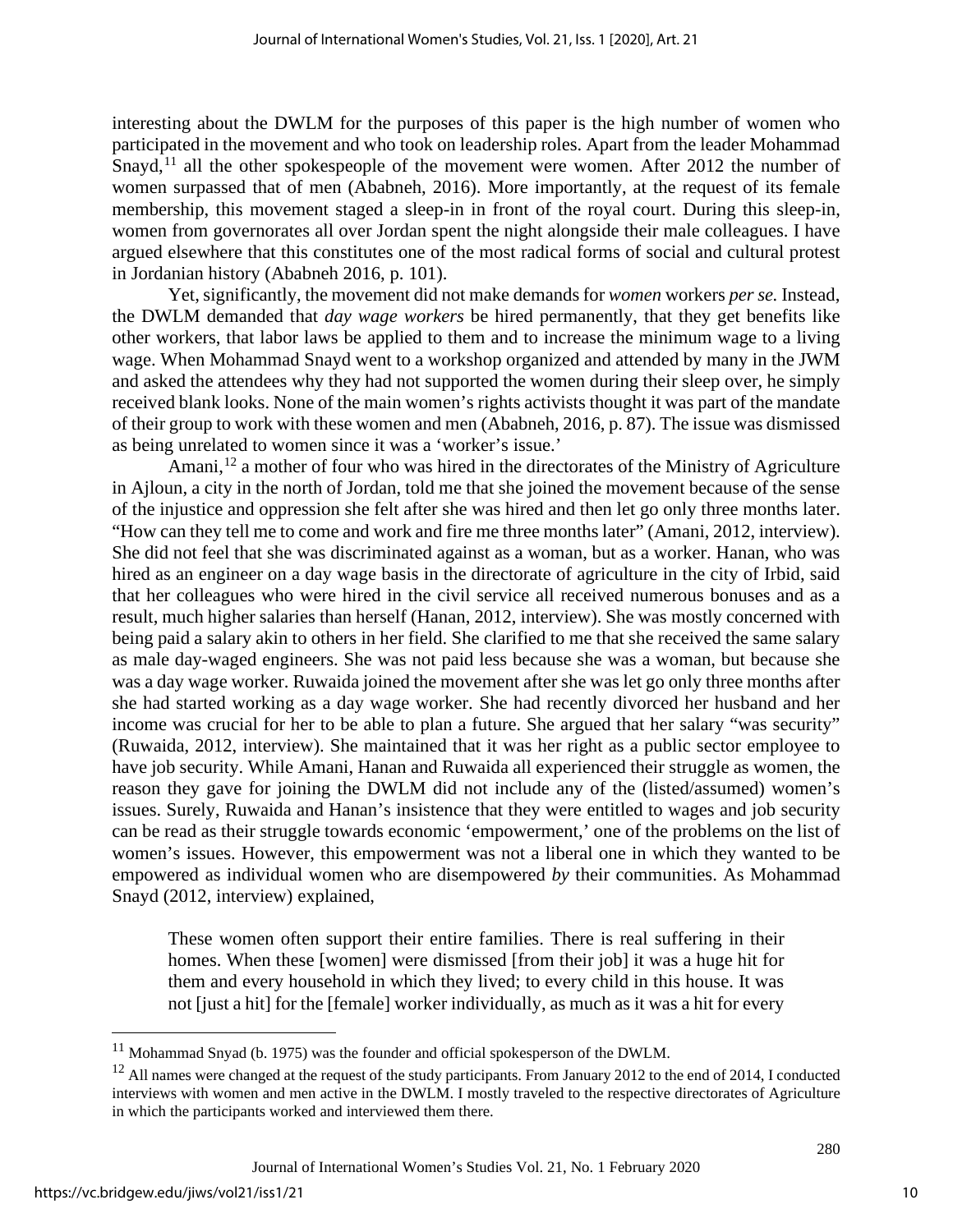interesting about the DWLM for the purposes of this paper is the high number of women who participated in the movement and who took on leadership roles. Apart from the leader Mohammad Snayd,[11] all the other spokespeople of the movement were women. After 2012 the number of women surpassed that of men (Ababneh, 2016). More importantly, at the request of its female membership, this movement staged a sleep-in in front of the royal court. During this sleep-in, women from governorates all over Jordan spent the night alongside their male colleagues. I have argued elsewhere that this constitutes one of the most radical forms of social and cultural protest in Jordanian history (Ababneh 2016, p. 101).

Yet, significantly, the movement did not make demands for *women* workers *per se.* Instead, the DWLM demanded that *day wage workers* be hired permanently, that they get benefits like other workers, that labor laws be applied to them and to increase the minimum wage to a living wage. When Mohammad Snayd went to a workshop organized and attended by many in the JWM and asked the attendees why they had not supported the women during their sleep over, he simply received blank looks. None of the main women's rights activists thought it was part of the mandate of their group to work with these women and men (Ababneh, 2016, p. 87). The issue was dismissed as being unrelated to women since it was a 'worker's issue.'

Amani,[12] a mother of four who was hired in the directorates of the Ministry of Agriculture in Ajloun, a city in the north of Jordan, told me that she joined the movement because of the sense of the injustice and oppression she felt after she was hired and then let go only three months later. "How can they tell me to come and work and fire me three months later" (Amani, 2012, interview). She did not feel that she was discriminated against as a woman, but as a worker. Hanan, who was hired as an engineer on a day wage basis in the directorate of agriculture in the city of Irbid, said that her colleagues who were hired in the civil service all received numerous bonuses and as a result, much higher salaries than herself (Hanan, 2012, interview). She was mostly concerned with being paid a salary akin to others in her field. She clarified to me that she received the same salary as male day-waged engineers. She was not paid less because she was a woman, but because she was a day wage worker. Ruwaida joined the movement after she was let go only three months after she had started working as a day wage worker. She had recently divorced her husband and her income was crucial for her to be able to plan a future. She argued that her salary "was security" (Ruwaida, 2012, interview). She maintained that it was her right as a public sector employee to have job security. While Amani, Hanan and Ruwaida all experienced their struggle as women, the reason they gave for joining the DWLM did not include any of the (listed/assumed) women's issues. Surely, Ruwaida and Hanan's insistence that they were entitled to wages and job security can be read as their struggle towards economic 'empowerment,' one of the problems on the list of women's issues. However, this empowerment was not a liberal one in which they wanted to be empowered as individual women who are disempowered *by* their communities. As Mohammad Snayd (2012, interview) explained,

> These women often support their entire families. There is real suffering in their homes. When these [women] were dismissed [from their job] it was a huge hit for them and every household in which they lived; to every child in this house. It was not [just a hit] for the [female] worker individually, as much as it was a hit for every

---

[11] Mohammad Snyad (b. 1975) was the founder and official spokesperson of the DWLM.

[12] All names were changed at the request of the study participants. From January 2012 to the end of 2014, I conducted interviews with women and men active in the DWLM. I mostly traveled to the respective directorates of Agriculture in which the participants worked and interviewed them there.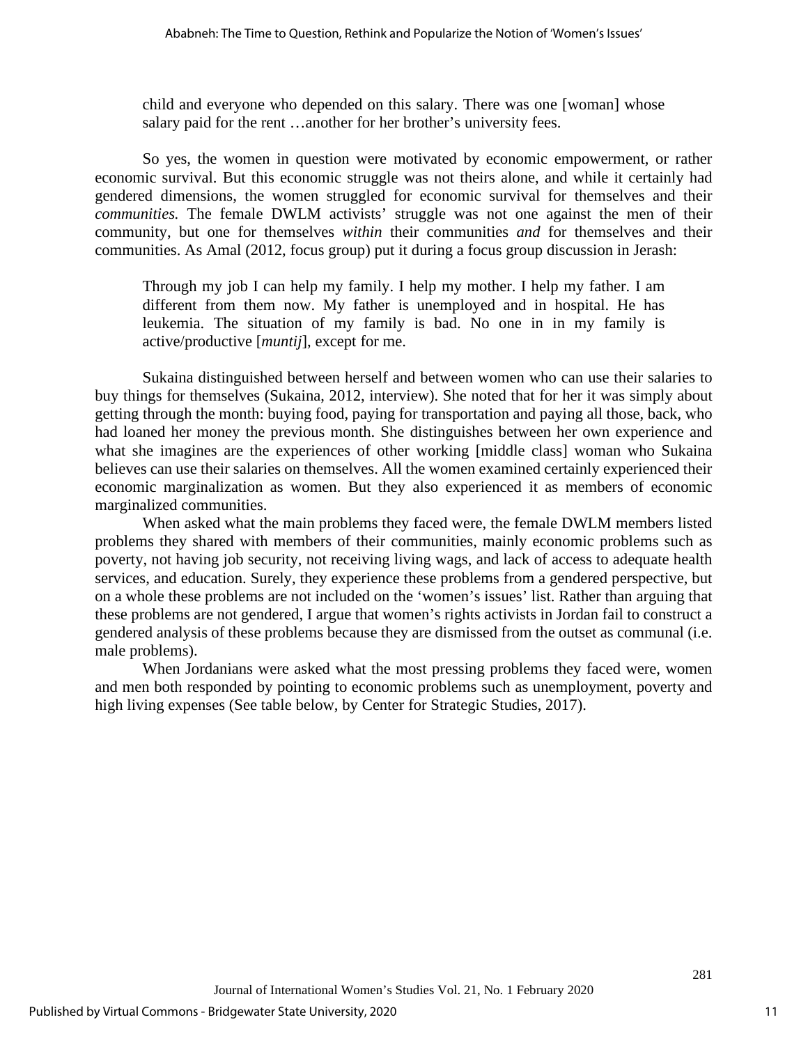> child and everyone who depended on this salary. There was one [woman] whose salary paid for the rent …another for her brother's university fees.

So yes, the women in question were motivated by economic empowerment, or rather economic survival. But this economic struggle was not theirs alone, and while it certainly had gendered dimensions, the women struggled for economic survival for themselves and their *communities.* The female DWLM activists' struggle was not one against the men of their community, but one for themselves *within* their communities *and* for themselves and their communities. As Amal (2012, focus group) put it during a focus group discussion in Jerash:

> Through my job I can help my family. I help my mother. I help my father. I am different from them now. My father is unemployed and in hospital. He has leukemia. The situation of my family is bad. No one in in my family is active/productive [*muntij*], except for me.

Sukaina distinguished between herself and between women who can use their salaries to buy things for themselves (Sukaina, 2012, interview). She noted that for her it was simply about getting through the month: buying food, paying for transportation and paying all those, back, who had loaned her money the previous month. She distinguishes between her own experience and what she imagines are the experiences of other working [middle class] woman who Sukaina believes can use their salaries on themselves. All the women examined certainly experienced their economic marginalization as women. But they also experienced it as members of economic marginalized communities.

When asked what the main problems they faced were, the female DWLM members listed problems they shared with members of their communities, mainly economic problems such as poverty, not having job security, not receiving living wags, and lack of access to adequate health services, and education. Surely, they experience these problems from a gendered perspective, but on a whole these problems are not included on the 'women's issues' list. Rather than arguing that these problems are not gendered, I argue that women's rights activists in Jordan fail to construct a gendered analysis of these problems because they are dismissed from the outset as communal (i.e. male problems).

When Jordanians were asked what the most pressing problems they faced were, women and men both responded by pointing to economic problems such as unemployment, poverty and high living expenses (See table below, by Center for Strategic Studies, 2017).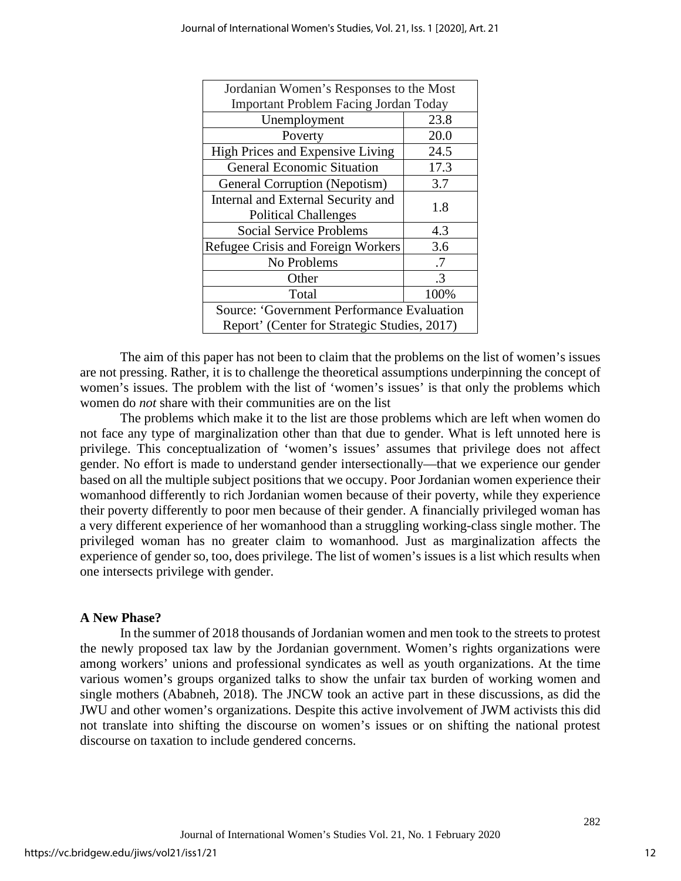| Jordanian Women's Responses to the Most Important Problem Facing Jordan Today | |
|---|---|
| Unemployment | 23.8 |
| Poverty | 20.0 |
| High Prices and Expensive Living | 24.5 |
| General Economic Situation | 17.3 |
| General Corruption (Nepotism) | 3.7 |
| Internal and External Security and Political Challenges | 1.8 |
| Social Service Problems | 4.3 |
| Refugee Crisis and Foreign Workers | 3.6 |
| No Problems | .7 |
| Other | .3 |
| Total | 100% |
| Source: 'Government Performance Evaluation Report' (Center for Strategic Studies, 2017) | |

The aim of this paper has not been to claim that the problems on the list of women's issues are not pressing. Rather, it is to challenge the theoretical assumptions underpinning the concept of women's issues. The problem with the list of 'women's issues' is that only the problems which women do *not* share with their communities are on the list

The problems which make it to the list are those problems which are left when women do not face any type of marginalization other than that due to gender. What is left unnoted here is privilege. This conceptualization of 'women's issues' assumes that privilege does not affect gender. No effort is made to understand gender intersectionally—that we experience our gender based on all the multiple subject positions that we occupy. Poor Jordanian women experience their womanhood differently to rich Jordanian women because of their poverty, while they experience their poverty differently to poor men because of their gender. A financially privileged woman has a very different experience of her womanhood than a struggling working-class single mother. The privileged woman has no greater claim to womanhood. Just as marginalization affects the experience of gender so, too, does privilege. The list of women's issues is a list which results when one intersects privilege with gender.

**A New Phase?**

In the summer of 2018 thousands of Jordanian women and men took to the streets to protest the newly proposed tax law by the Jordanian government. Women's rights organizations were among workers' unions and professional syndicates as well as youth organizations. At the time various women's groups organized talks to show the unfair tax burden of working women and single mothers (Ababneh, 2018). The JNCW took an active part in these discussions, as did the JWU and other women's organizations. Despite this active involvement of JWM activists this did not translate into shifting the discourse on women's issues or on shifting the national protest discourse on taxation to include gendered concerns.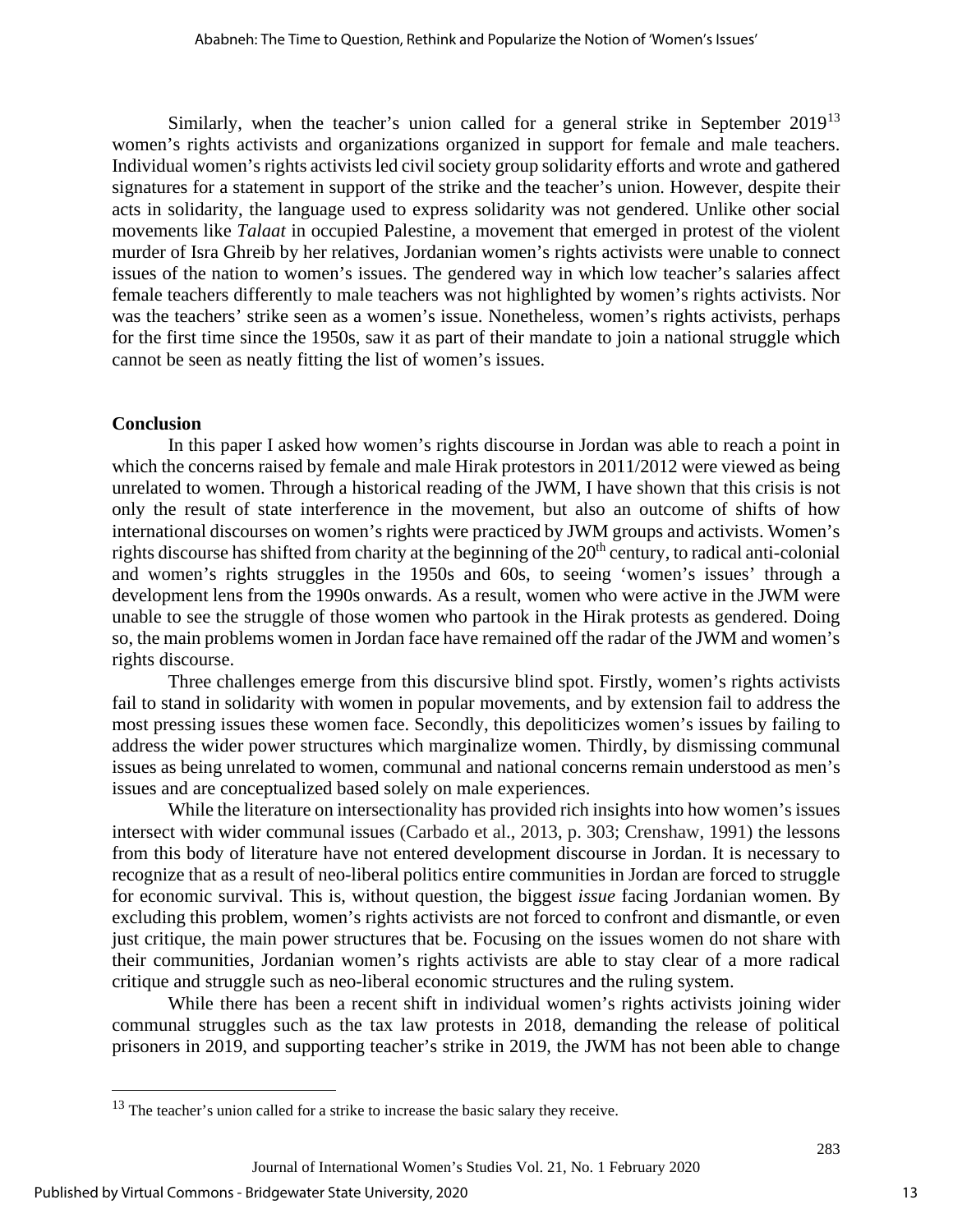Similarly, when the teacher's union called for a general strike in September 2019[13] women's rights activists and organizations organized in support for female and male teachers. Individual women's rights activists led civil society group solidarity efforts and wrote and gathered signatures for a statement in support of the strike and the teacher's union. However, despite their acts in solidarity, the language used to express solidarity was not gendered. Unlike other social movements like *Talaat* in occupied Palestine, a movement that emerged in protest of the violent murder of Isra Ghreib by her relatives, Jordanian women's rights activists were unable to connect issues of the nation to women's issues. The gendered way in which low teacher's salaries affect female teachers differently to male teachers was not highlighted by women's rights activists. Nor was the teachers' strike seen as a women's issue. Nonetheless, women's rights activists, perhaps for the first time since the 1950s, saw it as part of their mandate to join a national struggle which cannot be seen as neatly fitting the list of women's issues.

## Conclusion

In this paper I asked how women's rights discourse in Jordan was able to reach a point in which the concerns raised by female and male Hirak protestors in 2011/2012 were viewed as being unrelated to women. Through a historical reading of the JWM, I have shown that this crisis is not only the result of state interference in the movement, but also an outcome of shifts of how international discourses on women's rights were practiced by JWM groups and activists. Women's rights discourse has shifted from charity at the beginning of the 20th century, to radical anti-colonial and women's rights struggles in the 1950s and 60s, to seeing 'women's issues' through a development lens from the 1990s onwards. As a result, women who were active in the JWM were unable to see the struggle of those women who partook in the Hirak protests as gendered. Doing so, the main problems women in Jordan face have remained off the radar of the JWM and women's rights discourse.

Three challenges emerge from this discursive blind spot. Firstly, women's rights activists fail to stand in solidarity with women in popular movements, and by extension fail to address the most pressing issues these women face. Secondly, this depoliticizes women's issues by failing to address the wider power structures which marginalize women. Thirdly, by dismissing communal issues as being unrelated to women, communal and national concerns remain understood as men's issues and are conceptualized based solely on male experiences.

While the literature on intersectionality has provided rich insights into how women's issues intersect with wider communal issues (Carbado et al., 2013, p. 303; Crenshaw, 1991) the lessons from this body of literature have not entered development discourse in Jordan. It is necessary to recognize that as a result of neo-liberal politics entire communities in Jordan are forced to struggle for economic survival. This is, without question, the biggest *issue* facing Jordanian women. By excluding this problem, women's rights activists are not forced to confront and dismantle, or even just critique, the main power structures that be. Focusing on the issues women do not share with their communities, Jordanian women's rights activists are able to stay clear of a more radical critique and struggle such as neo-liberal economic structures and the ruling system.

While there has been a recent shift in individual women's rights activists joining wider communal struggles such as the tax law protests in 2018, demanding the release of political prisoners in 2019, and supporting teacher's strike in 2019, the JWM has not been able to change

[13] The teacher's union called for a strike to increase the basic salary they receive.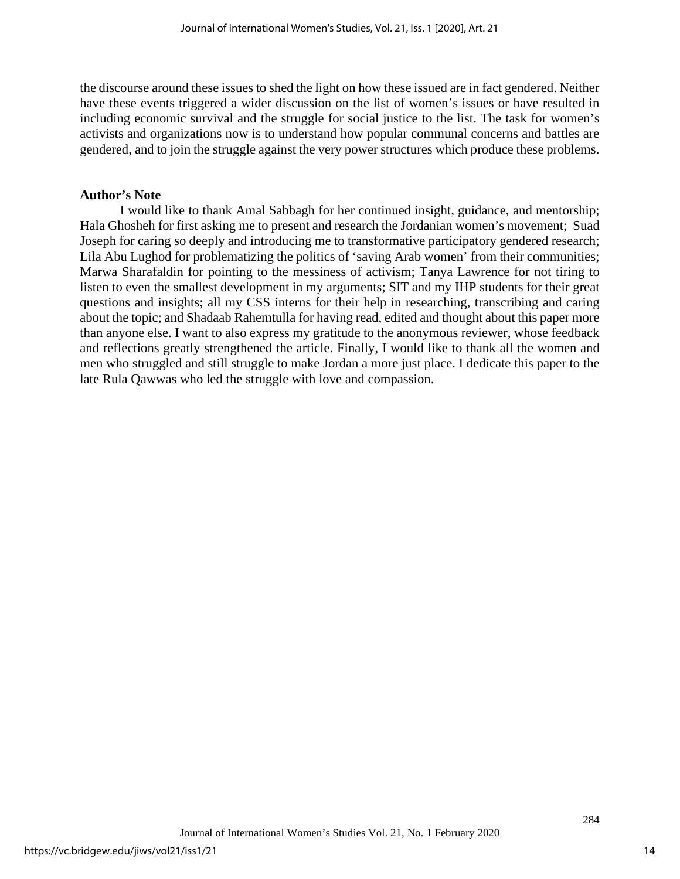the discourse around these issues to shed the light on how these issued are in fact gendered. Neither have these events triggered a wider discussion on the list of women's issues or have resulted in including economic survival and the struggle for social justice to the list. The task for women's activists and organizations now is to understand how popular communal concerns and battles are gendered, and to join the struggle against the very power structures which produce these problems.

**Author's Note**

I would like to thank Amal Sabbagh for her continued insight, guidance, and mentorship; Hala Ghosheh for first asking me to present and research the Jordanian women's movement; Suad Joseph for caring so deeply and introducing me to transformative participatory gendered research; Lila Abu Lughod for problematizing the politics of 'saving Arab women' from their communities; Marwa Sharafaldin for pointing to the messiness of activism; Tanya Lawrence for not tiring to listen to even the smallest development in my arguments; SIT and my IHP students for their great questions and insights; all my CSS interns for their help in researching, transcribing and caring about the topic; and Shadaab Rahemtulla for having read, edited and thought about this paper more than anyone else. I want to also express my gratitude to the anonymous reviewer, whose feedback and reflections greatly strengthened the article. Finally, I would like to thank all the women and men who struggled and still struggle to make Jordan a more just place. I dedicate this paper to the late Rula Qawwas who led the struggle with love and compassion.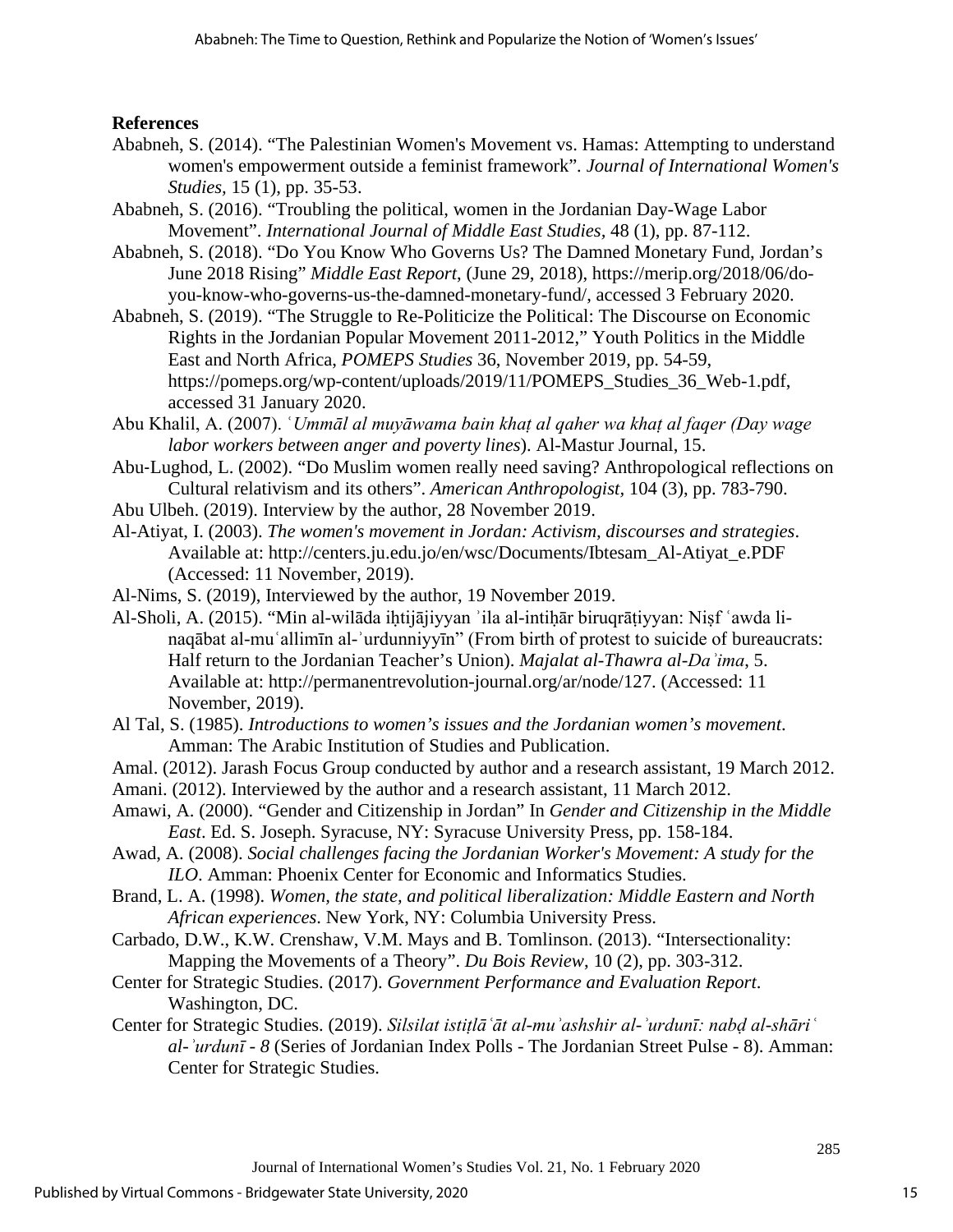**References**

Ababneh, S. (2014). "The Palestinian Women's Movement vs. Hamas: Attempting to understand women's empowerment outside a feminist framework". *Journal of International Women's Studies*, 15 (1), pp. 35-53.

Ababneh, S. (2016). "Troubling the political, women in the Jordanian Day-Wage Labor Movement". *International Journal of Middle East Studies*, 48 (1), pp. 87-112.

Ababneh, S. (2018). "Do You Know Who Governs Us? The Damned Monetary Fund, Jordan's June 2018 Rising" *Middle East Report*, (June 29, 2018), https://merip.org/2018/06/do-you-know-who-governs-us-the-damned-monetary-fund/, accessed 3 February 2020.

Ababneh, S. (2019). "The Struggle to Re-Politicize the Political: The Discourse on Economic Rights in the Jordanian Popular Movement 2011-2012," Youth Politics in the Middle East and North Africa, *POMEPS Studies* 36, November 2019, pp. 54-59, https://pomeps.org/wp-content/uploads/2019/11/POMEPS_Studies_36_Web-1.pdf, accessed 31 January 2020.

Abu Khalil, A. (2007). *ʿUmmāl al muyāwama bain khaṭ al qaher wa khaṭ al faqer (Day wage labor workers between anger and poverty lines*). Al-Mastur Journal, 15.

Abu-Lughod, L. (2002). "Do Muslim women really need saving? Anthropological reflections on Cultural relativism and its others". *American Anthropologist*, 104 (3), pp. 783-790.

Abu Ulbeh. (2019). Interview by the author, 28 November 2019.

Al-Atiyat, I. (2003). *The women's movement in Jordan: Activism, discourses and strategies*. Available at: http://centers.ju.edu.jo/en/wsc/Documents/Ibtesam_Al-Atiyat_e.PDF (Accessed: 11 November, 2019).

Al-Nims, S. (2019), Interviewed by the author, 19 November 2019.

Al-Sholi, A. (2015). "Min al-wilāda iḥtijājiyyan ʾila al-intiḥār biruqrāṭiyyan: Niṣf ʿawda li-naqābat al-muʿallimīn al-ʾurdunniyyīn" (From birth of protest to suicide of bureaucrats: Half return to the Jordanian Teacher's Union). *Majalat al-Thawra al-Daʾima*, 5. Available at: http://permanentrevolution-journal.org/ar/node/127. (Accessed: 11 November, 2019).

Al Tal, S. (1985). *Introductions to women's issues and the Jordanian women's movement*. Amman: The Arabic Institution of Studies and Publication.

Amal. (2012). Jarash Focus Group conducted by author and a research assistant, 19 March 2012.

Amani. (2012). Interviewed by the author and a research assistant, 11 March 2012.

Amawi, A. (2000). "Gender and Citizenship in Jordan" In *Gender and Citizenship in the Middle East*. Ed. S. Joseph. Syracuse, NY: Syracuse University Press, pp. 158-184.

Awad, A. (2008). *Social challenges facing the Jordanian Worker's Movement: A study for the ILO*. Amman: Phoenix Center for Economic and Informatics Studies.

Brand, L. A. (1998). *Women, the state, and political liberalization: Middle Eastern and North African experiences*. New York, NY: Columbia University Press.

Carbado, D.W., K.W. Crenshaw, V.M. Mays and B. Tomlinson. (2013). "Intersectionality: Mapping the Movements of a Theory". *Du Bois Review*, 10 (2), pp. 303-312.

Center for Strategic Studies. (2017). *Government Performance and Evaluation Report*. Washington, DC.

Center for Strategic Studies. (2019). *Silsilat istiṭlāʿāt al-muʾashshir al-ʾurdunī: nabḍ al-shāriʿ al-ʾurdunī - 8* (Series of Jordanian Index Polls - The Jordanian Street Pulse - 8). Amman: Center for Strategic Studies.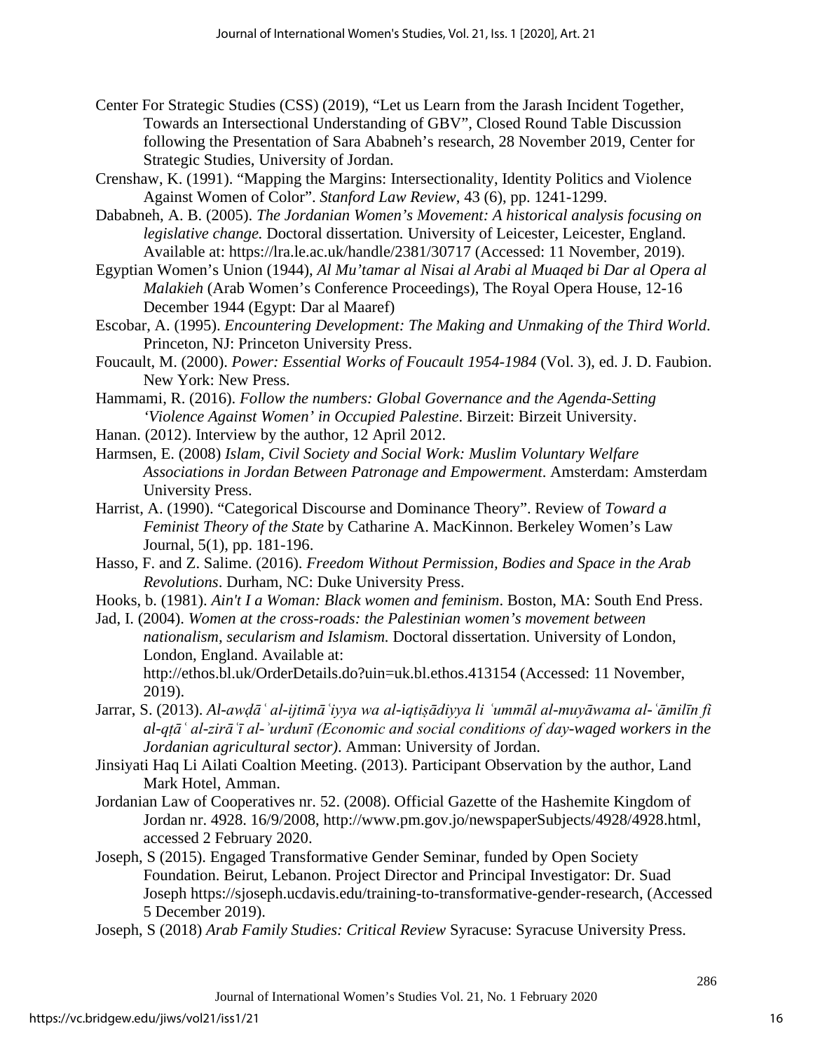Center For Strategic Studies (CSS) (2019), “Let us Learn from the Jarash Incident Together, Towards an Intersectional Understanding of GBV”, Closed Round Table Discussion following the Presentation of Sara Ababneh’s research, 28 November 2019, Center for Strategic Studies, University of Jordan.

Crenshaw, K. (1991). “Mapping the Margins: Intersectionality, Identity Politics and Violence Against Women of Color”. *Stanford Law Review*, 43 (6), pp. 1241-1299.

Dababneh, A. B. (2005). *The Jordanian Women’s Movement: A historical analysis focusing on legislative change.* Doctoral dissertation. University of Leicester, Leicester, England. Available at: https://lra.le.ac.uk/handle/2381/30717 (Accessed: 11 November, 2019).

Egyptian Women’s Union (1944), *Al Mu’tamar al Nisai al Arabi al Muaqed bi Dar al Opera al Malakieh* (Arab Women’s Conference Proceedings), The Royal Opera House, 12-16 December 1944 (Egypt: Dar al Maaref)

Escobar, A. (1995). *Encountering Development: The Making and Unmaking of the Third World*. Princeton, NJ: Princeton University Press.

Foucault, M. (2000). *Power: Essential Works of Foucault 1954-1984* (Vol. 3), ed. J. D. Faubion. New York: New Press.

Hammami, R. (2016). *Follow the numbers: Global Governance and the Agenda-Setting ‘Violence Against Women’ in Occupied Palestine*. Birzeit: Birzeit University.

Hanan. (2012). Interview by the author, 12 April 2012.

Harmsen, E. (2008) *Islam, Civil Society and Social Work: Muslim Voluntary Welfare Associations in Jordan Between Patronage and Empowerment*. Amsterdam: Amsterdam University Press.

Harrist, A. (1990). “Categorical Discourse and Dominance Theory”. Review of *Toward a Feminist Theory of the State* by Catharine A. MacKinnon. Berkeley Women’s Law Journal, 5(1), pp. 181-196.

Hasso, F. and Z. Salime. (2016). *Freedom Without Permission, Bodies and Space in the Arab Revolutions*. Durham, NC: Duke University Press.

Hooks, b. (1981). *Ain't I a Woman: Black women and feminism*. Boston, MA: South End Press.

Jad, I. (2004). *Women at the cross-roads: the Palestinian women’s movement between nationalism, secularism and Islamism.* Doctoral dissertation. University of London, London, England. Available at: http://ethos.bl.uk/OrderDetails.do?uin=uk.bl.ethos.413154 (Accessed: 11 November, 2019).

Jarrar, S. (2013). *Al-awḍāʿ al-ijtimāʿiyya wa al-iqtiṣādiyya li ʿummāl al-muyāwama al-ʿāmilīn fi al-qṭāʿ al-zirāʿī al-ʾurdunī (Economic and social conditions of day-waged workers in the Jordanian agricultural sector)*. Amman: University of Jordan.

Jinsiyati Haq Li Ailati Coaltion Meeting. (2013). Participant Observation by the author, Land Mark Hotel, Amman.

Jordanian Law of Cooperatives nr. 52. (2008). Official Gazette of the Hashemite Kingdom of Jordan nr. 4928. 16/9/2008, http://www.pm.gov.jo/newspaperSubjects/4928/4928.html, accessed 2 February 2020.

Joseph, S (2015). Engaged Transformative Gender Seminar, funded by Open Society Foundation. Beirut, Lebanon. Project Director and Principal Investigator: Dr. Suad Joseph https://sjoseph.ucdavis.edu/training-to-transformative-gender-research, (Accessed 5 December 2019).

Joseph, S (2018) *Arab Family Studies: Critical Review* Syracuse: Syracuse University Press.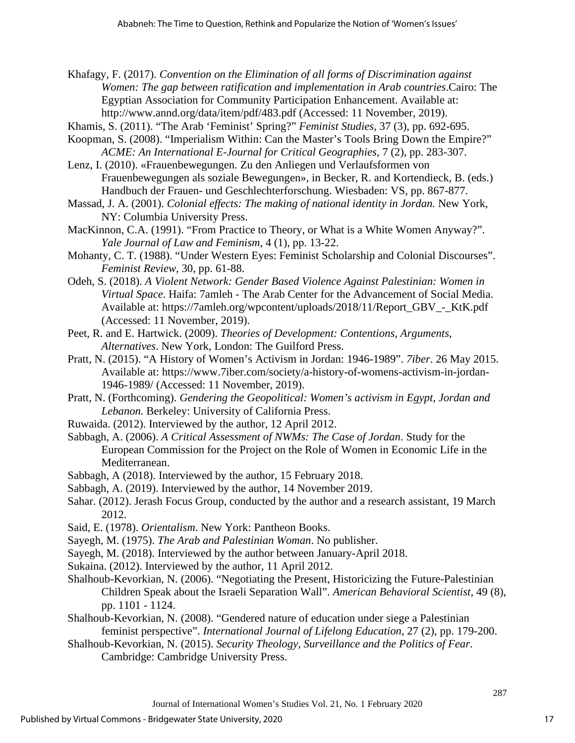Khafagy, F. (2017). *Convention on the Elimination of all forms of Discrimination against Women: The gap between ratification and implementation in Arab countries*.Cairo: The Egyptian Association for Community Participation Enhancement. Available at: http://www.annd.org/data/item/pdf/483.pdf (Accessed: 11 November, 2019).

Khamis, S. (2011). "The Arab 'Feminist' Spring?" *Feminist Studies*, 37 (3), pp. 692-695.

Koopman, S. (2008). "Imperialism Within: Can the Master's Tools Bring Down the Empire?" *ACME: An International E-Journal for Critical Geographies*, 7 (2), pp. 283-307.

Lenz, I. (2010). «Frauenbewegungen. Zu den Anliegen und Verlaufsformen von Frauenbewegungen als soziale Bewegungen», in Becker, R. and Kortendieck, B. (eds.) Handbuch der Frauen- und Geschlechterforschung. Wiesbaden: VS, pp. 867-877.

Massad, J. A. (2001). *Colonial effects: The making of national identity in Jordan.* New York, NY: Columbia University Press.

MacKinnon, C.A. (1991). "From Practice to Theory, or What is a White Women Anyway?". *Yale Journal of Law and Feminism*, 4 (1), pp. 13-22.

Mohanty, C. T. (1988). "Under Western Eyes: Feminist Scholarship and Colonial Discourses". *Feminist Review,* 30, pp. 61-88.

Odeh, S. (2018). *A Violent Network: Gender Based Violence Against Palestinian: Women in Virtual Space*. Haifa: 7amleh - The Arab Center for the Advancement of Social Media. Available at: https://7amleh.org/wpcontent/uploads/2018/11/Report_GBV_-_KtK.pdf (Accessed: 11 November, 2019).

Peet, R. and E. Hartwick. (2009). *Theories of Development: Contentions, Arguments, Alternatives*. New York, London: The Guilford Press.

Pratt, N. (2015). "A History of Women's Activism in Jordan: 1946-1989". *7iber*. 26 May 2015. Available at: https://www.7iber.com/society/a-history-of-womens-activism-in-jordan-1946-1989/ (Accessed: 11 November, 2019).

Pratt, N. (Forthcoming). *Gendering the Geopolitical: Women's activism in Egypt, Jordan and Lebanon.* Berkeley: University of California Press.

Ruwaida. (2012). Interviewed by the author, 12 April 2012.

Sabbagh, A. (2006). *A Critical Assessment of NWMs: The Case of Jordan*. Study for the European Commission for the Project on the Role of Women in Economic Life in the Mediterranean.

Sabbagh, A (2018). Interviewed by the author, 15 February 2018.

Sabbagh, A. (2019). Interviewed by the author, 14 November 2019.

Sahar. (2012). Jerash Focus Group, conducted by the author and a research assistant, 19 March 2012.

Said, E. (1978). *Orientalism*. New York: Pantheon Books.

Sayegh, M. (1975). *The Arab and Palestinian Woman*. No publisher.

Sayegh, M. (2018). Interviewed by the author between January-April 2018.

Sukaina. (2012). Interviewed by the author, 11 April 2012.

Shalhoub-Kevorkian, N. (2006). "Negotiating the Present, Historicizing the Future-Palestinian Children Speak about the Israeli Separation Wall". *American Behavioral Scientist*, 49 (8), pp. 1101 - 1124.

Shalhoub-Kevorkian, N. (2008). "Gendered nature of education under siege a Palestinian feminist perspective". *International Journal of Lifelong Education*, 27 (2), pp. 179-200.

Shalhoub-Kevorkian, N. (2015). *Security Theology, Surveillance and the Politics of Fear*. Cambridge: Cambridge University Press.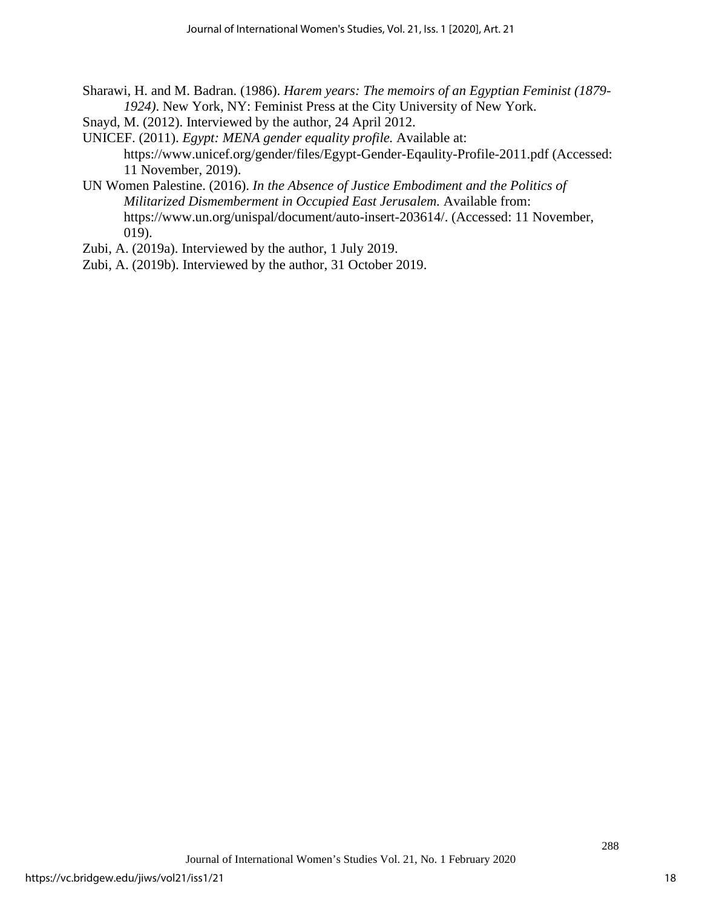Sharawi, H. and M. Badran. (1986). *Harem years: The memoirs of an Egyptian Feminist (1879-1924)*. New York, NY: Feminist Press at the City University of New York.

Snayd, M. (2012). Interviewed by the author, 24 April 2012.

UNICEF. (2011). *Egypt: MENA gender equality profile.* Available at: https://www.unicef.org/gender/files/Egypt-Gender-Eqaulity-Profile-2011.pdf (Accessed: 11 November, 2019).

UN Women Palestine. (2016). *In the Absence of Justice Embodiment and the Politics of Militarized Dismemberment in Occupied East Jerusalem.* Available from: https://www.un.org/unispal/document/auto-insert-203614/. (Accessed: 11 November, 019).

Zubi, A. (2019a). Interviewed by the author, 1 July 2019.

Zubi, A. (2019b). Interviewed by the author, 31 October 2019.